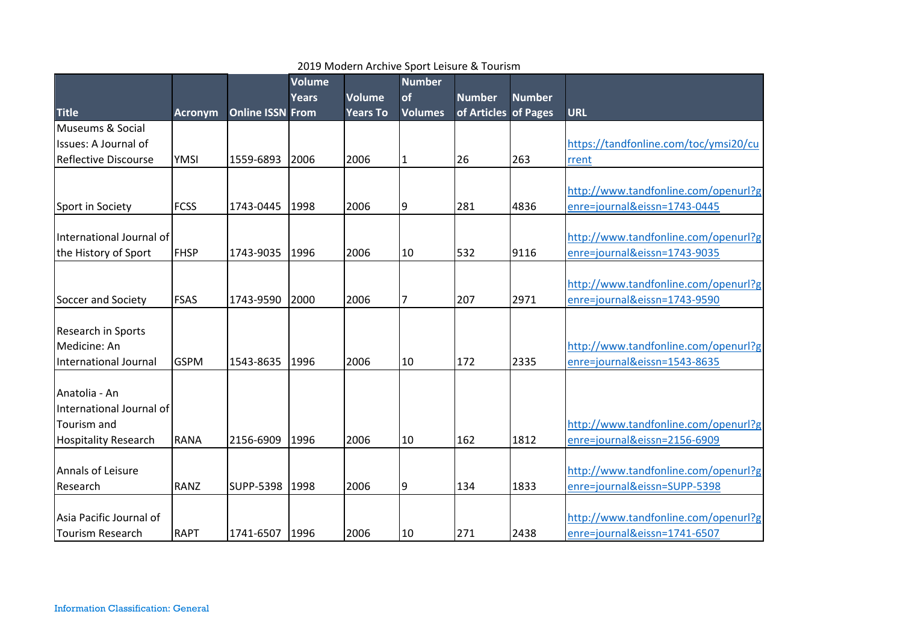2019 Modern Archive Sport Leisure & Tourism

| Title | Acronym | Online ISSN | Volume Years From | Volume Years To | Number of Volumes | Number of Articles | Number of Pages | URL |
|---|---|---|---|---|---|---|---|---|
| Museums & Social Issues: A Journal of Reflective Discourse | YMSI | 1559-6893 | 2006 | 2006 | 1 | 26 | 263 | https://tandfonline.com/toc/ymsi20/current |
| Sport in Society | FCSS | 1743-0445 | 1998 | 2006 | 9 | 281 | 4836 | http://www.tandfonline.com/openurl?genre=journal&eissn=1743-0445 |
| International Journal of the History of Sport | FHSP | 1743-9035 | 1996 | 2006 | 10 | 532 | 9116 | http://www.tandfonline.com/openurl?genre=journal&eissn=1743-9035 |
| Soccer and Society | FSAS | 1743-9590 | 2000 | 2006 | 7 | 207 | 2971 | http://www.tandfonline.com/openurl?genre=journal&eissn=1743-9590 |
| Research in Sports Medicine: An International Journal | GSPM | 1543-8635 | 1996 | 2006 | 10 | 172 | 2335 | http://www.tandfonline.com/openurl?genre=journal&eissn=1543-8635 |
| Anatolia - An International Journal of Tourism and Hospitality Research | RANA | 2156-6909 | 1996 | 2006 | 10 | 162 | 1812 | http://www.tandfonline.com/openurl?genre=journal&eissn=2156-6909 |
| Annals of Leisure Research | RANZ | SUPP-5398 | 1998 | 2006 | 9 | 134 | 1833 | http://www.tandfonline.com/openurl?genre=journal&eissn=SUPP-5398 |
| Asia Pacific Journal of Tourism Research | RAPT | 1741-6507 | 1996 | 2006 | 10 | 271 | 2438 | http://www.tandfonline.com/openurl?genre=journal&eissn=1741-6507 |

Information Classification: General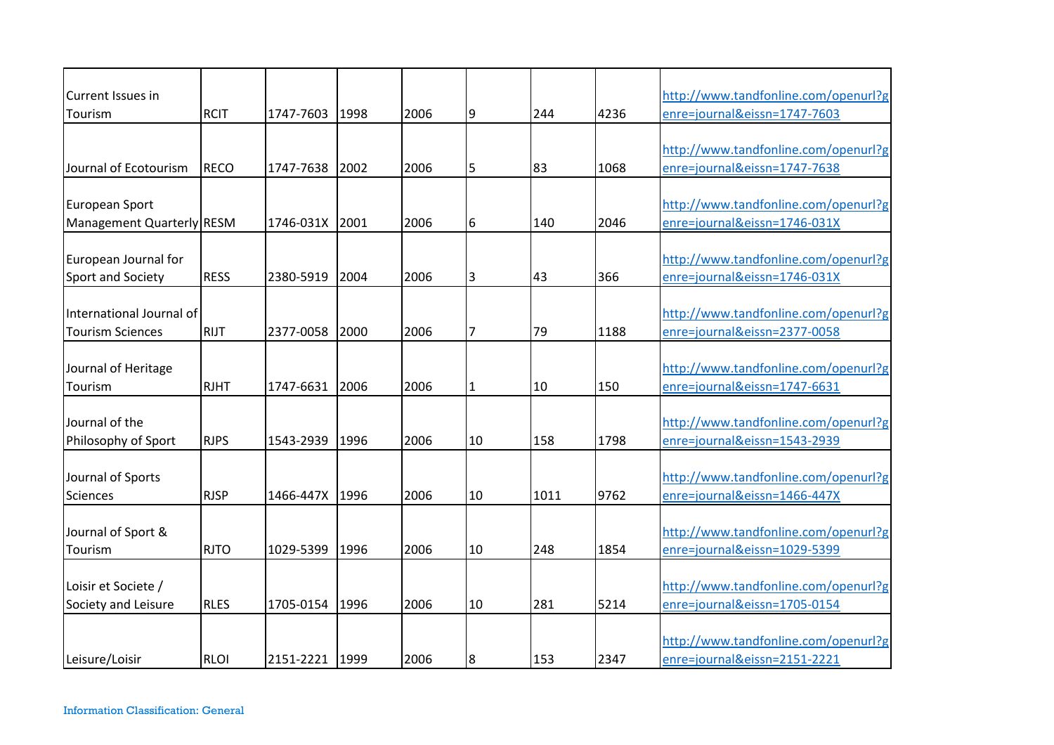| | | | | | | | | |
|---|---|---|---|---|---|---|---|---|
| Current Issues in Tourism | RCIT | 1747-7603 | 1998 | 2006 | 9 | 244 | 4236 | http://www.tandfonline.com/openurl?genre=journal&eissn=1747-7603 |
| Journal of Ecotourism | RECO | 1747-7638 | 2002 | 2006 | 5 | 83 | 1068 | http://www.tandfonline.com/openurl?genre=journal&eissn=1747-7638 |
| European Sport Management Quarterly | RESM | 1746-031X | 2001 | 2006 | 6 | 140 | 2046 | http://www.tandfonline.com/openurl?genre=journal&eissn=1746-031X |
| European Journal for Sport and Society | RESS | 2380-5919 | 2004 | 2006 | 3 | 43 | 366 | http://www.tandfonline.com/openurl?genre=journal&eissn=1746-031X |
| International Journal of Tourism Sciences | RIJT | 2377-0058 | 2000 | 2006 | 7 | 79 | 1188 | http://www.tandfonline.com/openurl?genre=journal&eissn=2377-0058 |
| Journal of Heritage Tourism | RJHT | 1747-6631 | 2006 | 2006 | 1 | 10 | 150 | http://www.tandfonline.com/openurl?genre=journal&eissn=1747-6631 |
| Journal of the Philosophy of Sport | RJPS | 1543-2939 | 1996 | 2006 | 10 | 158 | 1798 | http://www.tandfonline.com/openurl?genre=journal&eissn=1543-2939 |
| Journal of Sports Sciences | RJSP | 1466-447X | 1996 | 2006 | 10 | 1011 | 9762 | http://www.tandfonline.com/openurl?genre=journal&eissn=1466-447X |
| Journal of Sport & Tourism | RJTO | 1029-5399 | 1996 | 2006 | 10 | 248 | 1854 | http://www.tandfonline.com/openurl?genre=journal&eissn=1029-5399 |
| Loisir et Societe / Society and Leisure | RLES | 1705-0154 | 1996 | 2006 | 10 | 281 | 5214 | http://www.tandfonline.com/openurl?genre=journal&eissn=1705-0154 |
| Leisure/Loisir | RLOI | 2151-2221 | 1999 | 2006 | 8 | 153 | 2347 | http://www.tandfonline.com/openurl?genre=journal&eissn=2151-2221 |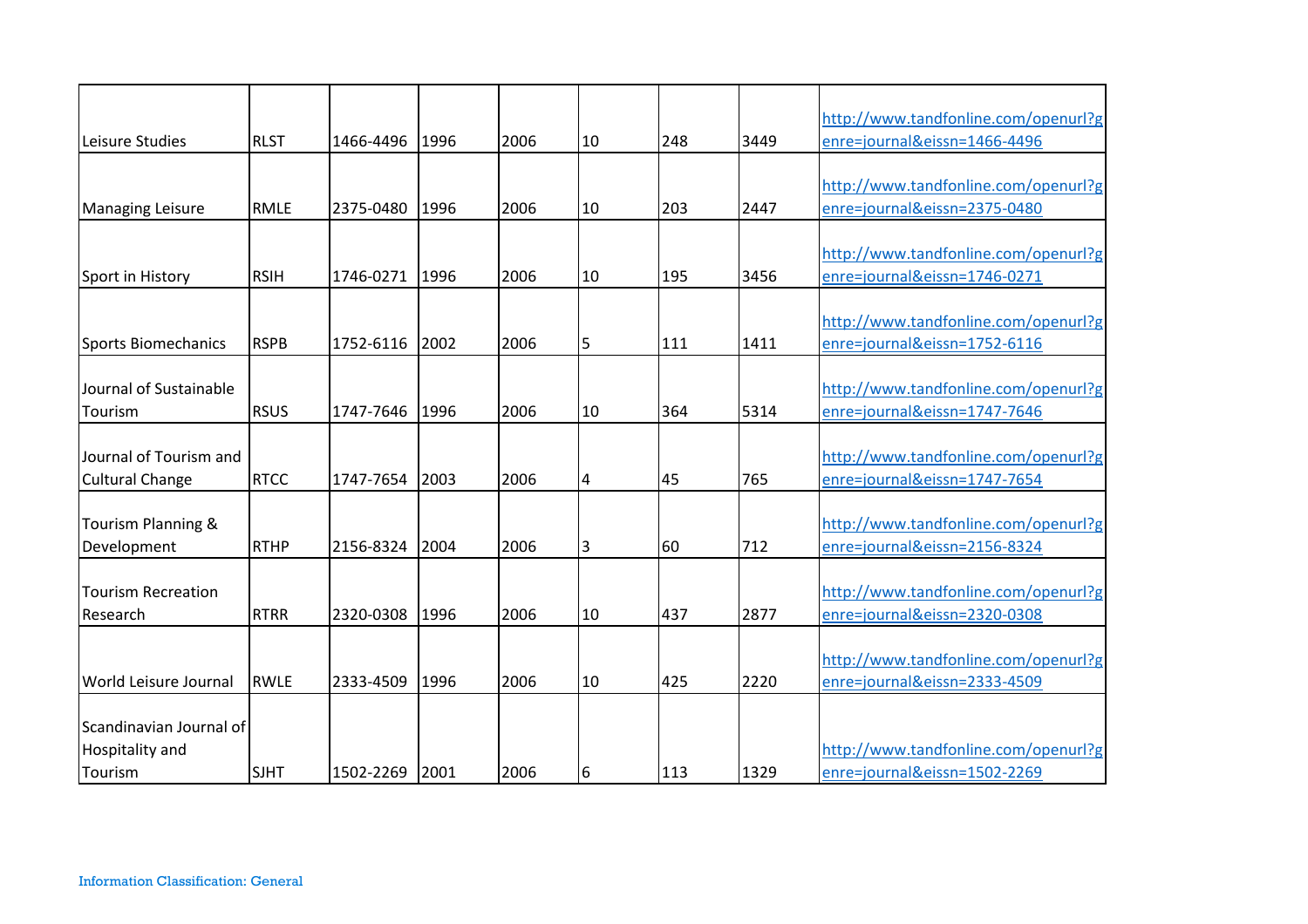| | | | | | | | | |
|---|---|---|---|---|---|---|---|---|
| Leisure Studies | RLST | 1466-4496 | 1996 | 2006 | 10 | 248 | 3449 | http://www.tandfonline.com/openurl?genre=journal&eissn=1466-4496 |
| Managing Leisure | RMLE | 2375-0480 | 1996 | 2006 | 10 | 203 | 2447 | http://www.tandfonline.com/openurl?genre=journal&eissn=2375-0480 |
| Sport in History | RSIH | 1746-0271 | 1996 | 2006 | 10 | 195 | 3456 | http://www.tandfonline.com/openurl?genre=journal&eissn=1746-0271 |
| Sports Biomechanics | RSPB | 1752-6116 | 2002 | 2006 | 5 | 111 | 1411 | http://www.tandfonline.com/openurl?genre=journal&eissn=1752-6116 |
| Journal of Sustainable Tourism | RSUS | 1747-7646 | 1996 | 2006 | 10 | 364 | 5314 | http://www.tandfonline.com/openurl?genre=journal&eissn=1747-7646 |
| Journal of Tourism and Cultural Change | RTCC | 1747-7654 | 2003 | 2006 | 4 | 45 | 765 | http://www.tandfonline.com/openurl?genre=journal&eissn=1747-7654 |
| Tourism Planning & Development | RTHP | 2156-8324 | 2004 | 2006 | 3 | 60 | 712 | http://www.tandfonline.com/openurl?genre=journal&eissn=2156-8324 |
| Tourism Recreation Research | RTRR | 2320-0308 | 1996 | 2006 | 10 | 437 | 2877 | http://www.tandfonline.com/openurl?genre=journal&eissn=2320-0308 |
| World Leisure Journal | RWLE | 2333-4509 | 1996 | 2006 | 10 | 425 | 2220 | http://www.tandfonline.com/openurl?genre=journal&eissn=2333-4509 |
| Scandinavian Journal of Hospitality and Tourism | SJHT | 1502-2269 | 2001 | 2006 | 6 | 113 | 1329 | http://www.tandfonline.com/openurl?genre=journal&eissn=1502-2269 |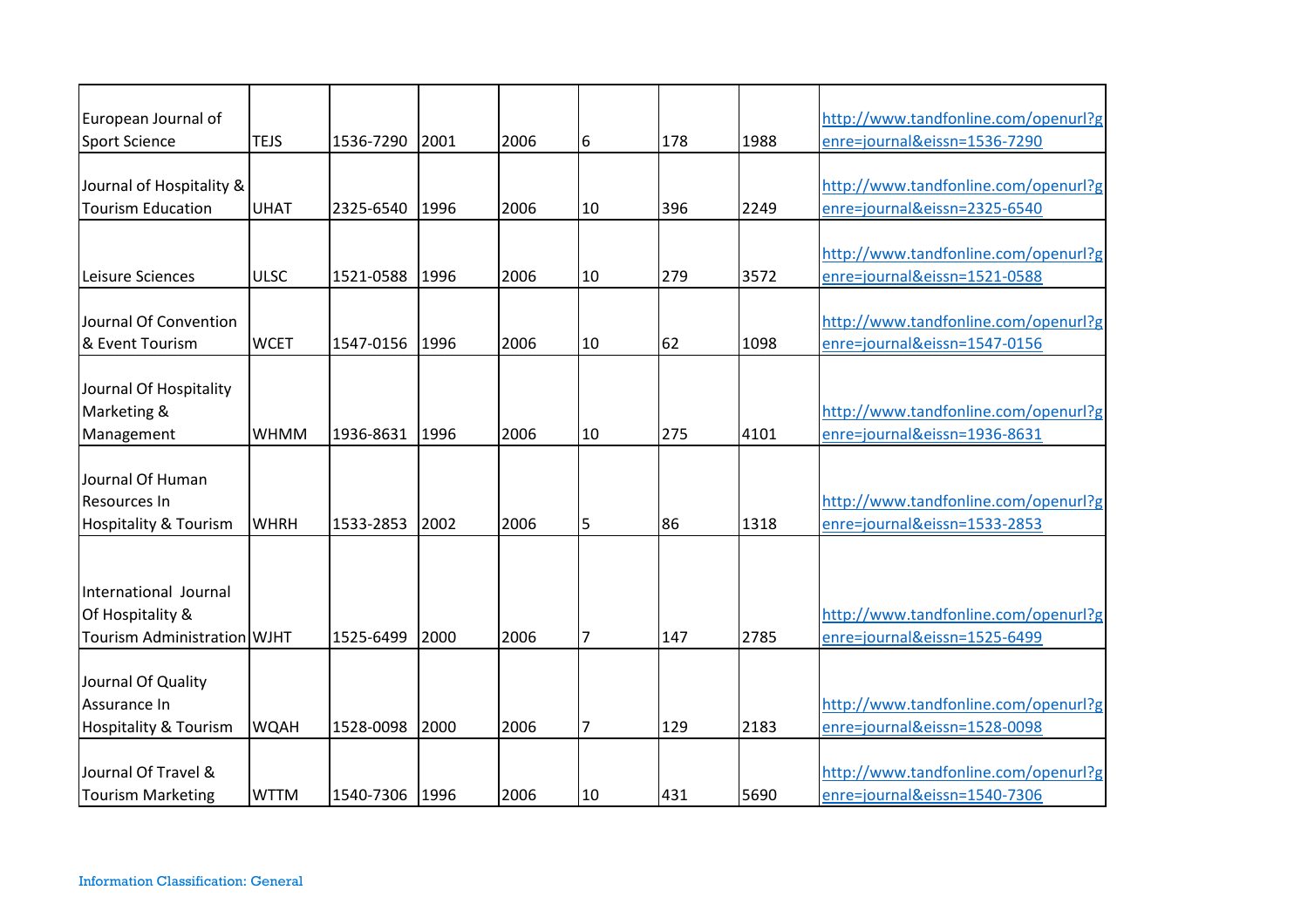| | | | | | | | | |
|---|---|---|---|---|---|---|---|---|
| European Journal of Sport Science | TEJS | 1536-7290 | 2001 | 2006 | 6 | 178 | 1988 | http://www.tandfonline.com/openurl?genre=journal&eissn=1536-7290 |
| Journal of Hospitality & Tourism Education | UHAT | 2325-6540 | 1996 | 2006 | 10 | 396 | 2249 | http://www.tandfonline.com/openurl?genre=journal&eissn=2325-6540 |
| Leisure Sciences | ULSC | 1521-0588 | 1996 | 2006 | 10 | 279 | 3572 | http://www.tandfonline.com/openurl?genre=journal&eissn=1521-0588 |
| Journal Of Convention & Event Tourism | WCET | 1547-0156 | 1996 | 2006 | 10 | 62 | 1098 | http://www.tandfonline.com/openurl?genre=journal&eissn=1547-0156 |
| Journal Of Hospitality Marketing & Management | WHMM | 1936-8631 | 1996 | 2006 | 10 | 275 | 4101 | http://www.tandfonline.com/openurl?genre=journal&eissn=1936-8631 |
| Journal Of Human Resources In Hospitality & Tourism | WHRH | 1533-2853 | 2002 | 2006 | 5 | 86 | 1318 | http://www.tandfonline.com/openurl?genre=journal&eissn=1533-2853 |
| International Journal Of Hospitality & Tourism Administration | WJHT | 1525-6499 | 2000 | 2006 | 7 | 147 | 2785 | http://www.tandfonline.com/openurl?genre=journal&eissn=1525-6499 |
| Journal Of Quality Assurance In Hospitality & Tourism | WQAH | 1528-0098 | 2000 | 2006 | 7 | 129 | 2183 | http://www.tandfonline.com/openurl?genre=journal&eissn=1528-0098 |
| Journal Of Travel & Tourism Marketing | WTTM | 1540-7306 | 1996 | 2006 | 10 | 431 | 5690 | http://www.tandfonline.com/openurl?genre=journal&eissn=1540-7306 |

Information Classification: General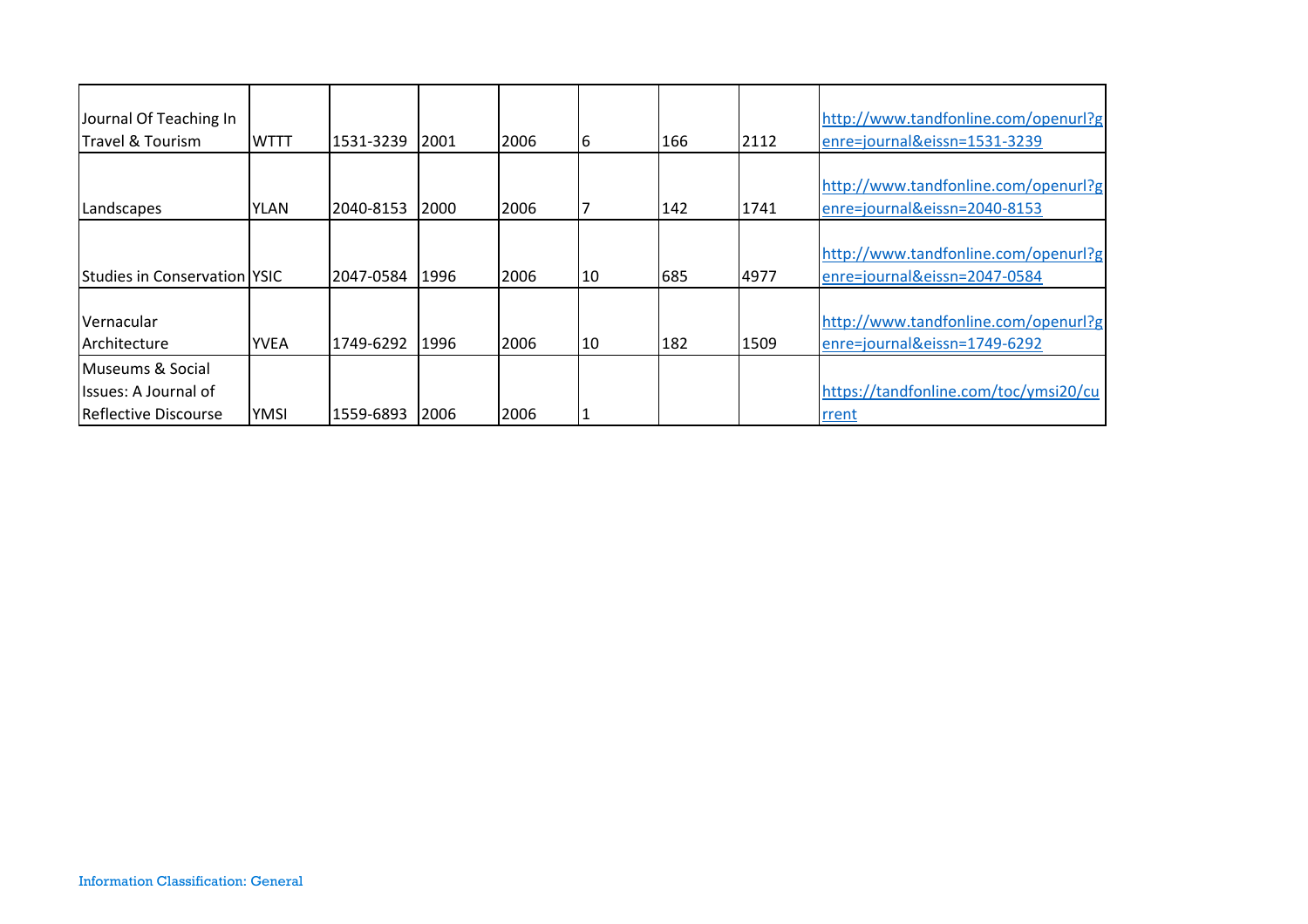| | | | | | | | | |
|---|---|---|---|---|---|---|---|---|
| Journal Of Teaching In Travel & Tourism | WTTT | 1531-3239 | 2001 | 2006 | 6 | 166 | 2112 | http://www.tandfonline.com/openurl?genre=journal&eissn=1531-3239 |
| Landscapes | YLAN | 2040-8153 | 2000 | 2006 | 7 | 142 | 1741 | http://www.tandfonline.com/openurl?genre=journal&eissn=2040-8153 |
| Studies in Conservation | YSIC | 2047-0584 | 1996 | 2006 | 10 | 685 | 4977 | http://www.tandfonline.com/openurl?genre=journal&eissn=2047-0584 |
| Vernacular Architecture | YVEA | 1749-6292 | 1996 | 2006 | 10 | 182 | 1509 | http://www.tandfonline.com/openurl?genre=journal&eissn=1749-6292 |
| Museums & Social Issues: A Journal of Reflective Discourse | YMSI | 1559-6893 | 2006 | 2006 | 1 | | | https://tandfonline.com/toc/ymsi20/current |

Information Classification: General